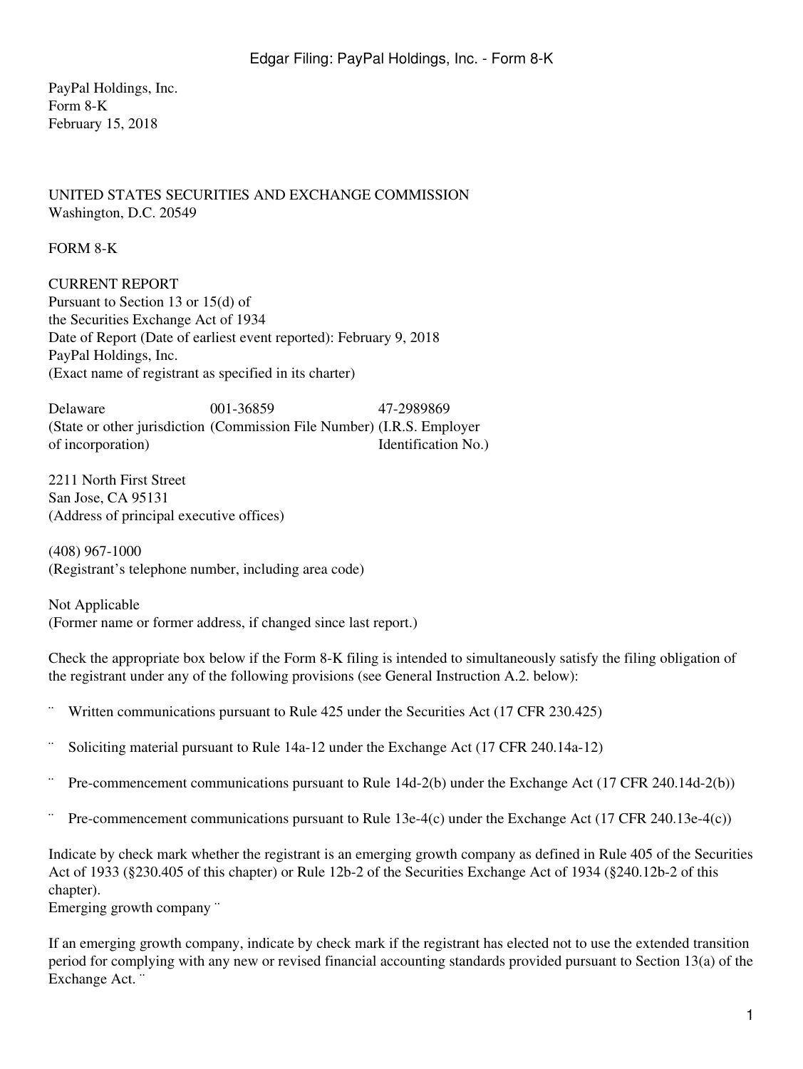PayPal Holdings, Inc.
Form 8-K
February 15, 2018

UNITED STATES SECURITIES AND EXCHANGE COMMISSION
Washington, D.C. 20549

FORM 8-K

CURRENT REPORT
Pursuant to Section 13 or 15(d) of
the Securities Exchange Act of 1934
Date of Report (Date of earliest event reported): February 9, 2018
PayPal Holdings, Inc.
(Exact name of registrant as specified in its charter)

| Delaware | 001-36859 | 47-2989869 |
|---|---|---|
| (State or other jurisdiction of incorporation) | (Commission File Number) | (I.R.S. Employer Identification No.) |

2211 North First Street
San Jose, CA 95131
(Address of principal executive offices)

(408) 967-1000
(Registrant's telephone number, including area code)

Not Applicable
(Former name or former address, if changed since last report.)

Check the appropriate box below if the Form 8-K filing is intended to simultaneously satisfy the filing obligation of the registrant under any of the following provisions (see General Instruction A.2. below):

¨ Written communications pursuant to Rule 425 under the Securities Act (17 CFR 230.425)

¨ Soliciting material pursuant to Rule 14a-12 under the Exchange Act (17 CFR 240.14a-12)

¨ Pre-commencement communications pursuant to Rule 14d-2(b) under the Exchange Act (17 CFR 240.14d-2(b))

¨ Pre-commencement communications pursuant to Rule 13e-4(c) under the Exchange Act (17 CFR 240.13e-4(c))

Indicate by check mark whether the registrant is an emerging growth company as defined in Rule 405 of the Securities Act of 1933 (§230.405 of this chapter) or Rule 12b-2 of the Securities Exchange Act of 1934 (§240.12b-2 of this chapter).
Emerging growth company ¨

If an emerging growth company, indicate by check mark if the registrant has elected not to use the extended transition period for complying with any new or revised financial accounting standards provided pursuant to Section 13(a) of the Exchange Act. ¨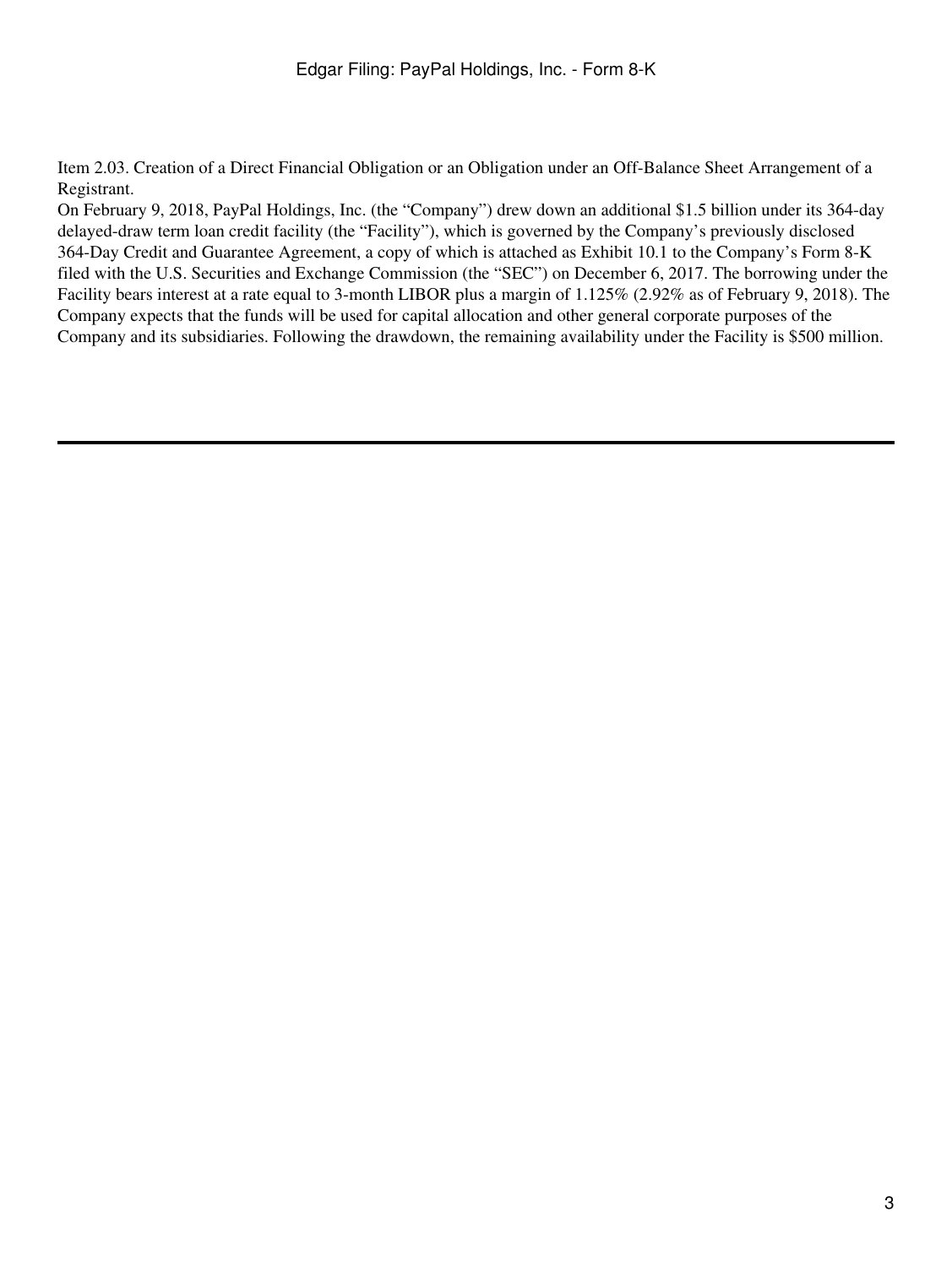Item 2.03. Creation of a Direct Financial Obligation or an Obligation under an Off-Balance Sheet Arrangement of a Registrant.

On February 9, 2018, PayPal Holdings, Inc. (the "Company") drew down an additional $1.5 billion under its 364-day delayed-draw term loan credit facility (the "Facility"), which is governed by the Company's previously disclosed 364-Day Credit and Guarantee Agreement, a copy of which is attached as Exhibit 10.1 to the Company's Form 8-K filed with the U.S. Securities and Exchange Commission (the "SEC") on December 6, 2017. The borrowing under the Facility bears interest at a rate equal to 3-month LIBOR plus a margin of 1.125% (2.92% as of February 9, 2018). The Company expects that the funds will be used for capital allocation and other general corporate purposes of the Company and its subsidiaries. Following the drawdown, the remaining availability under the Facility is $500 million.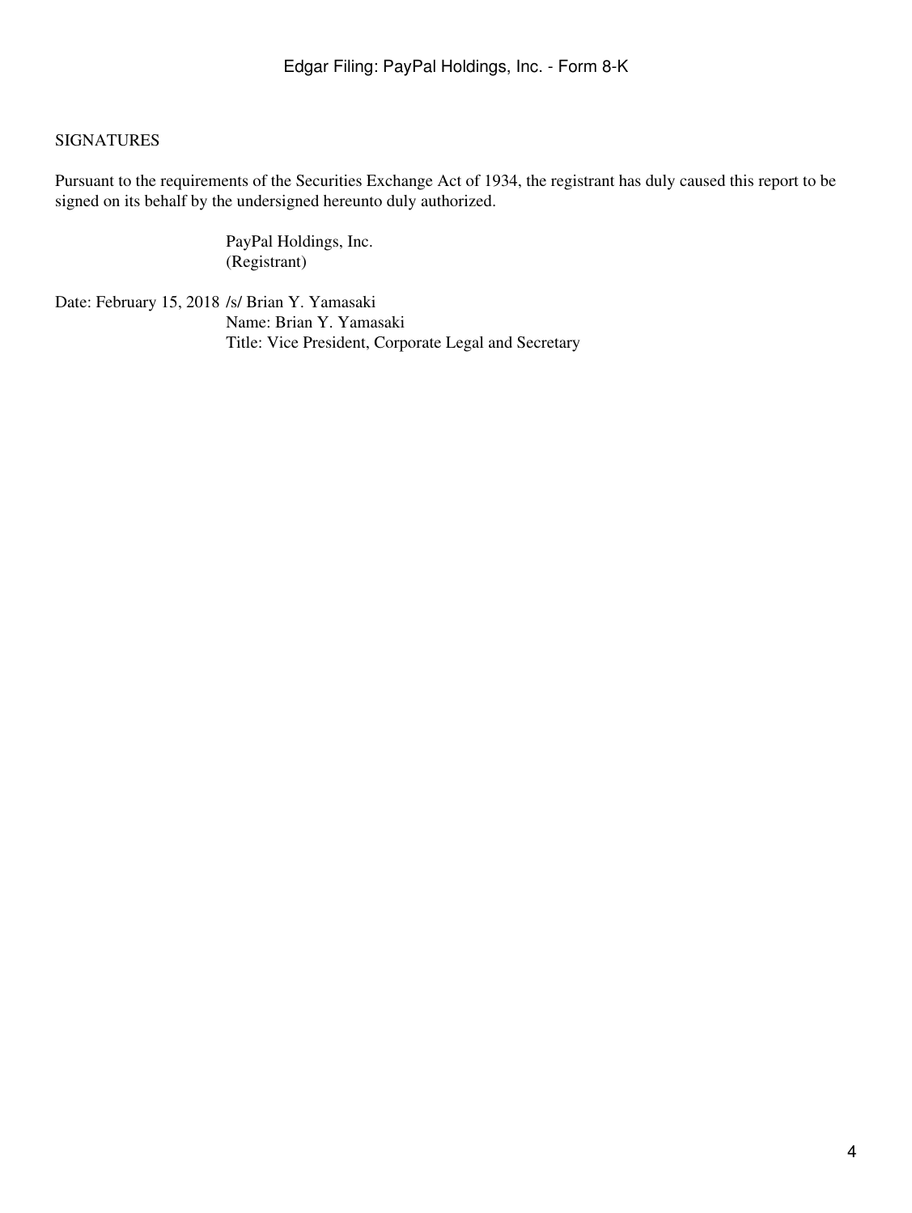SIGNATURES

Pursuant to the requirements of the Securities Exchange Act of 1934, the registrant has duly caused this report to be signed on its behalf by the undersigned hereunto duly authorized.

PayPal Holdings, Inc.
(Registrant)

Date: February 15, 2018 /s/ Brian Y. Yamasaki
Name: Brian Y. Yamasaki
Title: Vice President, Corporate Legal and Secretary